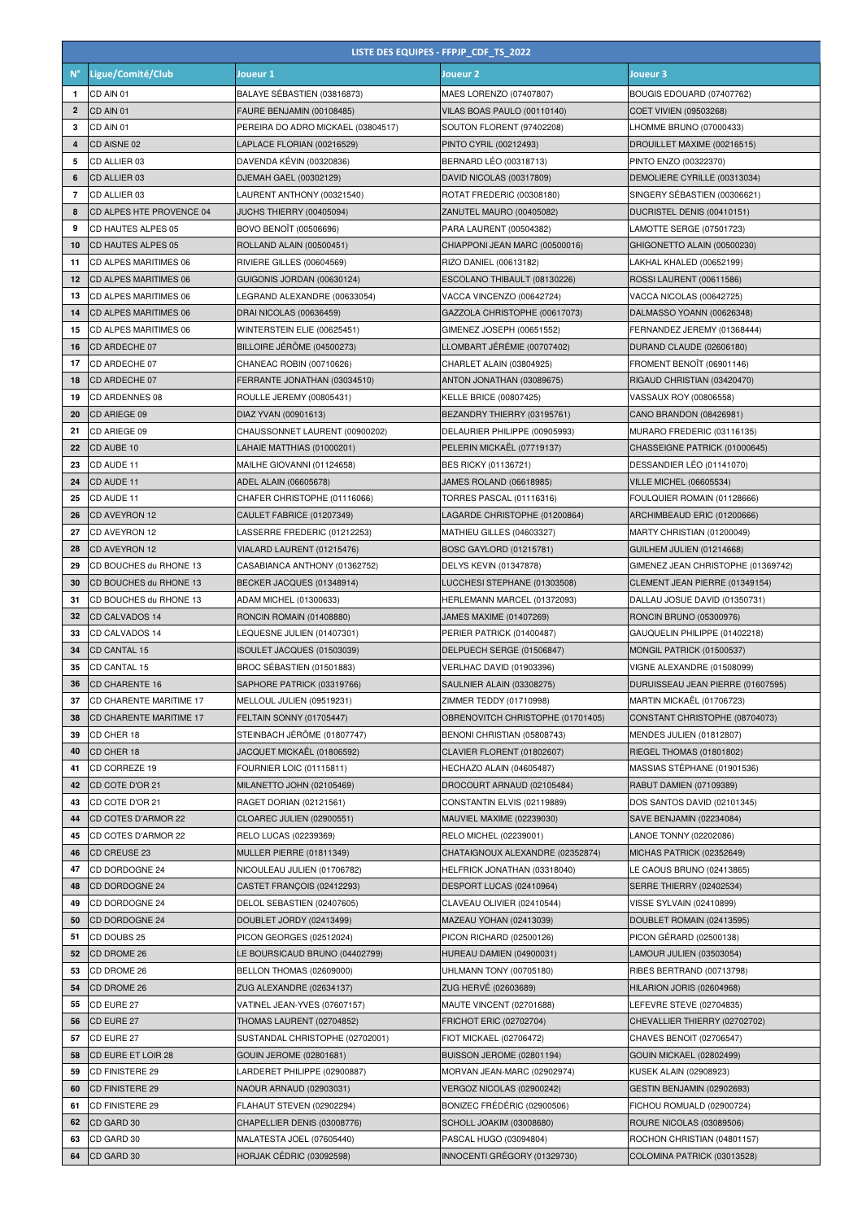| LISTE DES EQUIPES - FFPJP_CDF_TS_2022 | | | | |
|---|---|---|---|---|
| N° | Ligue/Comité/Club | Joueur 1 | Joueur 2 | Joueur 3 |
| 1 | CD AIN 01 | BALAYE SÉBASTIEN (03816873) | MAES LORENZO (07407807) | BOUGIS EDOUARD (07407762) |
| 2 | CD AIN 01 | FAURE BENJAMIN (00108485) | VILAS BOAS PAULO (00110140) | COET VIVIEN (09503268) |
| 3 | CD AIN 01 | PEREIRA DO ADRO MICKAEL (03804517) | SOUTON FLORENT (97402208) | LHOMME BRUNO (07000433) |
| 4 | CD AISNE 02 | LAPLACE FLORIAN (00216529) | PINTO CYRIL (00212493) | DROUILLET MAXIME (00216515) |
| 5 | CD ALLIER 03 | DAVENDA KÉVIN (00320836) | BERNARD LÉO (00318713) | PINTO ENZO (00322370) |
| 6 | CD ALLIER 03 | DJEMAH GAEL (00302129) | DAVID NICOLAS (00317809) | DEMOLIERE CYRILLE (00313034) |
| 7 | CD ALLIER 03 | LAURENT ANTHONY (00321540) | ROTAT FREDERIC (00308180) | SINGERY SÉBASTIEN (00306621) |
| 8 | CD ALPES HTE PROVENCE 04 | JUCHS THIERRY (00405094) | ZANUTEL MAURO (00405082) | DUCRISTEL DENIS (00410151) |
| 9 | CD HAUTES ALPES 05 | BOVO BENOÎT (00506696) | PARA LAURENT (00504382) | LAMOTTE SERGE (07501723) |
| 10 | CD HAUTES ALPES 05 | ROLLAND ALAIN (00500451) | CHIAPPONI JEAN MARC (00500016) | GHIGONETTO ALAIN (00500230) |
| 11 | CD ALPES MARITIMES 06 | RIVIERE GILLES (00604569) | RIZO DANIEL (00613182) | LAKHAL KHALED (00652199) |
| 12 | CD ALPES MARITIMES 06 | GUIGONIS JORDAN (00630124) | ESCOLANO THIBAULT (08130226) | ROSSI LAURENT (00611586) |
| 13 | CD ALPES MARITIMES 06 | LEGRAND ALEXANDRE (00633054) | VACCA VINCENZO (00642724) | VACCA NICOLAS (00642725) |
| 14 | CD ALPES MARITIMES 06 | DRAI NICOLAS (00636459) | GAZZOLA CHRISTOPHE (00617073) | DALMASSO YOANN (00626348) |
| 15 | CD ALPES MARITIMES 06 | WINTERSTEIN ELIE (00625451) | GIMENEZ JOSEPH (00651552) | FERNANDEZ JEREMY (01368444) |
| 16 | CD ARDECHE 07 | BILLOIRE JÉRÔME (04500273) | LLOMBART JÉRÉMIE (00707402) | DURAND CLAUDE (02606180) |
| 17 | CD ARDECHE 07 | CHANEAC ROBIN (00710626) | CHARLET ALAIN (03804925) | FROMENT BENOÎT (06901146) |
| 18 | CD ARDECHE 07 | FERRANTE JONATHAN (03034510) | ANTON JONATHAN (03089675) | RIGAUD CHRISTIAN (03420470) |
| 19 | CD ARDENNES 08 | ROULLE JEREMY (00805431) | KELLE BRICE (00807425) | VASSAUX ROY (00806558) |
| 20 | CD ARIEGE 09 | DIAZ YVAN (00901613) | BEZANDRY THIERRY (03195761) | CANO BRANDON (08426981) |
| 21 | CD ARIEGE 09 | CHAUSSONNET LAURENT (00900202) | DELAURIER PHILIPPE (00905993) | MURARO FREDERIC (03116135) |
| 22 | CD AUBE 10 | LAHAIE MATTHIAS (01000201) | PELERIN MICKAËL (07719137) | CHASSEIGNE PATRICK (01000645) |
| 23 | CD AUDE 11 | MAILHE GIOVANNI (01124658) | BES RICKY (01136721) | DESSANDIER LÉO (01141070) |
| 24 | CD AUDE 11 | ADEL ALAIN (06605678) | JAMES ROLAND (06618985) | VILLE MICHEL (06605534) |
| 25 | CD AUDE 11 | CHAFER CHRISTOPHE (01116066) | TORRES PASCAL (01116316) | FOULQUIER ROMAIN (01128666) |
| 26 | CD AVEYRON 12 | CAULET FABRICE (01207349) | LAGARDE CHRISTOPHE (01200864) | ARCHIMBEAUD ERIC (01200666) |
| 27 | CD AVEYRON 12 | LASSERRE FREDERIC (01212253) | MATHIEU GILLES (04603327) | MARTY CHRISTIAN (01200049) |
| 28 | CD AVEYRON 12 | VIALARD LAURENT (01215476) | BOSC GAYLORD (01215781) | GUILHEM JULIEN (01214668) |
| 29 | CD BOUCHES du RHONE 13 | CASABIANCA ANTHONY (01362752) | DELYS KEVIN (01347878) | GIMENEZ JEAN CHRISTOPHE (01369742) |
| 30 | CD BOUCHES du RHONE 13 | BECKER JACQUES (01348914) | LUCCHESI STEPHANE (01303508) | CLEMENT JEAN PIERRE (01349154) |
| 31 | CD BOUCHES du RHONE 13 | ADAM MICHEL (01300633) | HERLEMANN MARCEL (01372093) | DALLAU JOSUE DAVID (01350731) |
| 32 | CD CALVADOS 14 | RONCIN ROMAIN (01408880) | JAMES MAXIME (01407269) | RONCIN BRUNO (05300976) |
| 33 | CD CALVADOS 14 | LEQUESNE JULIEN (01407301) | PERIER PATRICK (01400487) | GAUQUELIN PHILIPPE (01402218) |
| 34 | CD CANTAL 15 | ISOULET JACQUES (01503039) | DELPUECH SERGE (01506847) | MONGIL PATRICK (01500537) |
| 35 | CD CANTAL 15 | BROC SÉBASTIEN (01501883) | VERLHAC DAVID (01903396) | VIGNE ALEXANDRE (01508099) |
| 36 | CD CHARENTE 16 | SAPHORE PATRICK (03319766) | SAULNIER ALAIN (03308275) | DURUISSEAU JEAN PIERRE (01607595) |
| 37 | CD CHARENTE MARITIME 17 | MELLOUL JULIEN (09519231) | ZIMMER TEDDY (01710998) | MARTIN MICKAËL (01706723) |
| 38 | CD CHARENTE MARITIME 17 | FELTAIN SONNY (01705447) | OBRENOVITCH CHRISTOPHE (01701405) | CONSTANT CHRISTOPHE (08704073) |
| 39 | CD CHER 18 | STEINBACH JÉRÔME (01807747) | BENONI CHRISTIAN (05808743) | MENDES JULIEN (01812807) |
| 40 | CD CHER 18 | JACQUET MICKAËL (01806592) | CLAVIER FLORENT (01802607) | RIEGEL THOMAS (01801802) |
| 41 | CD CORREZE 19 | FOURNIER LOIC (01115811) | HECHAZO ALAIN (04605487) | MASSIAS STÉPHANE (01901536) |
| 42 | CD COTE D'OR 21 | MILANETTO JOHN (02105469) | DROCOURT ARNAUD (02105484) | RABUT DAMIEN (07109389) |
| 43 | CD COTE D'OR 21 | RAGET DORIAN (02121561) | CONSTANTIN ELVIS (02119889) | DOS SANTOS DAVID (02101345) |
| 44 | CD COTES D'ARMOR 22 | CLOAREC JULIEN (02900551) | MAUVIEL MAXIME (02239030) | SAVE BENJAMIN (02234084) |
| 45 | CD COTES D'ARMOR 22 | RELO LUCAS (02239369) | RELO MICHEL (02239001) | LANOE TONNY (02202086) |
| 46 | CD CREUSE 23 | MULLER PIERRE (01811349) | CHATAIGNOUX ALEXANDRE (02352874) | MICHAS PATRICK (02352649) |
| 47 | CD DORDOGNE 24 | NICOULEAU JULIEN (01706782) | HELFRICK JONATHAN (03318040) | LE CAOUS BRUNO (02413865) |
| 48 | CD DORDOGNE 24 | CASTET FRANÇOIS (02412293) | DESPORT LUCAS (02410964) | SERRE THIERRY (02402534) |
| 49 | CD DORDOGNE 24 | DELOL SEBASTIEN (02407605) | CLAVEAU OLIVIER (02410544) | VISSE SYLVAIN (02410899) |
| 50 | CD DORDOGNE 24 | DOUBLET JORDY (02413499) | MAZEAU YOHAN (02413039) | DOUBLET ROMAIN (02413595) |
| 51 | CD DOUBS 25 | PICON GEORGES (02512024) | PICON RICHARD (02500126) | PICON GÉRARD (02500138) |
| 52 | CD DROME 26 | LE BOURSICAUD BRUNO (04402799) | HUREAU DAMIEN (04900031) | LAMOUR JULIEN (03503054) |
| 53 | CD DROME 26 | BELLON THOMAS (02609000) | UHLMANN TONY (00705180) | RIBES BERTRAND (00713798) |
| 54 | CD DROME 26 | ZUG ALEXANDRE (02634137) | ZUG HERVÉ (02603689) | HILARION JORIS (02604968) |
| 55 | CD EURE 27 | VATINEL JEAN-YVES (07607157) | MAUTE VINCENT (02701688) | LEFEVRE STEVE (02704835) |
| 56 | CD EURE 27 | THOMAS LAURENT (02704852) | FRICHOT ERIC (02702704) | CHEVALLIER THIERRY (02702702) |
| 57 | CD EURE 27 | SUSTANDAL CHRISTOPHE (02702001) | FIOT MICKAEL (02706472) | CHAVES BENOIT (02706547) |
| 58 | CD EURE ET LOIR 28 | GOUIN JEROME (02801681) | BUISSON JEROME (02801194) | GOUIN MICKAEL (02802499) |
| 59 | CD FINISTERE 29 | LARDERET PHILIPPE (02900887) | MORVAN JEAN-MARC (02902974) | KUSEK ALAIN (02908923) |
| 60 | CD FINISTERE 29 | NAOUR ARNAUD (02903031) | VERGOZ NICOLAS (02900242) | GESTIN BENJAMIN (02902693) |
| 61 | CD FINISTERE 29 | FLAHAUT STEVEN (02902294) | BONIZEC FRÉDÉRIC (02900506) | FICHOU ROMUALD (02900724) |
| 62 | CD GARD 30 | CHAPELLIER DENIS (03008776) | SCHOLL JOAKIM (03008680) | ROURE NICOLAS (03089506) |
| 63 | CD GARD 30 | MALATESTA JOEL (07605440) | PASCAL HUGO (03094804) | ROCHON CHRISTIAN (04801157) |
| 64 | CD GARD 30 | HORJAK CÉDRIC (03092598) | INNOCENTI GRÉGORY (01329730) | COLOMINA PATRICK (03013528) |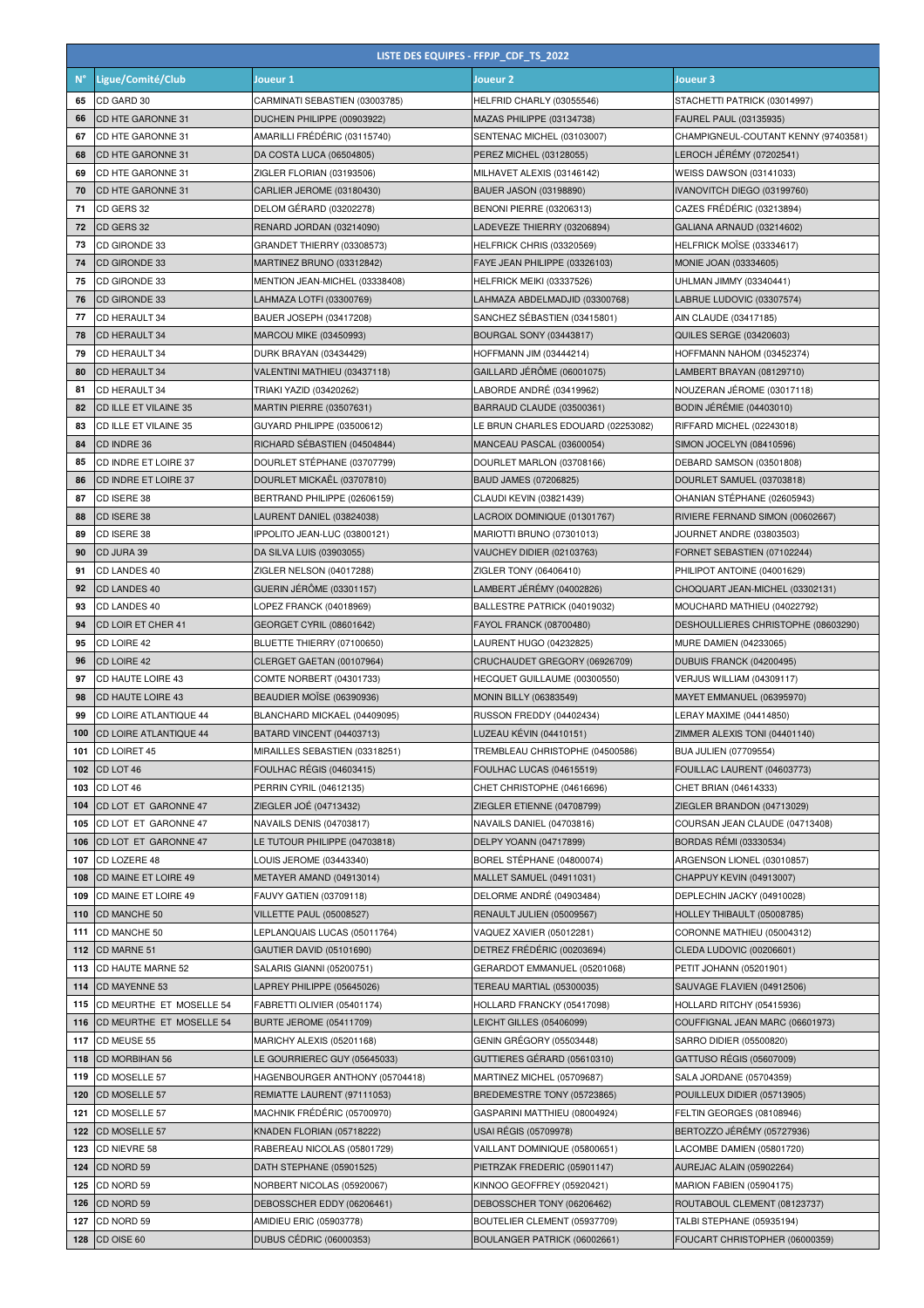| LISTE DES EQUIPES - FFPJP_CDF_TS_2022 | | | | |
|---|---|---|---|---|
| N° | Ligue/Comité/Club | Joueur 1 | Joueur 2 | Joueur 3 |
| 65 | CD GARD 30 | CARMINATI SEBASTIEN (03003785) | HELFRID CHARLY (03055546) | STACHETTI PATRICK (03014997) |
| 66 | CD HTE GARONNE 31 | DUCHEIN PHILIPPE (00903922) | MAZAS PHILIPPE (03134738) | FAUREL PAUL (03135935) |
| 67 | CD HTE GARONNE 31 | AMARILLI FRÉDÉRIC (03115740) | SENTENAC MICHEL (03103007) | CHAMPIGNEUL-COUTANT KENNY (97403581) |
| 68 | CD HTE GARONNE 31 | DA COSTA LUCA (06504805) | PEREZ MICHEL (03128055) | LEROCH JÉRÉMY (07202541) |
| 69 | CD HTE GARONNE 31 | ZIGLER FLORIAN (03193506) | MILHAVET ALEXIS (03146142) | WEISS DAWSON (03141033) |
| 70 | CD HTE GARONNE 31 | CARLIER JEROME (03180430) | BAUER JASON (03198890) | IVANOVITCH DIEGO (03199760) |
| 71 | CD GERS 32 | DELOM GÉRARD (03202278) | BENONI PIERRE (03206313) | CAZES FRÉDÉRIC (03213894) |
| 72 | CD GERS 32 | RENARD JORDAN (03214090) | LADEVEZE THIERRY (03206894) | GALIANA ARNAUD (03214602) |
| 73 | CD GIRONDE 33 | GRANDET THIERRY (03308573) | HELFRICK CHRIS (03320569) | HELFRICK MOÏSE (03334617) |
| 74 | CD GIRONDE 33 | MARTINEZ BRUNO (03312842) | FAYE JEAN PHILIPPE (03326103) | MONIE JOAN (03334605) |
| 75 | CD GIRONDE 33 | MENTION JEAN-MICHEL (03338408) | HELFRICK MEIKI (03337526) | UHLMAN JIMMY (03340441) |
| 76 | CD GIRONDE 33 | LAHMAZA LOTFI (03300769) | LAHMAZA ABDELMADJID (03300768) | LABRUE LUDOVIC (03307574) |
| 77 | CD HERAULT 34 | BAUER JOSEPH (03417208) | SANCHEZ SÉBASTIEN (03415801) | AIN CLAUDE (03417185) |
| 78 | CD HERAULT 34 | MARCOU MIKE (03450993) | BOURGAL SONY (03443817) | QUILES SERGE (03420603) |
| 79 | CD HERAULT 34 | DURK BRAYAN (03434429) | HOFFMANN JIM (03444214) | HOFFMANN NAHOM (03452374) |
| 80 | CD HERAULT 34 | VALENTINI MATHIEU (03437118) | GAILLARD JÉRÔME (06001075) | LAMBERT BRAYAN (08129710) |
| 81 | CD HERAULT 34 | TRIAKI YAZID (03420262) | LABORDE ANDRÉ (03419962) | NOUZERAN JÉROME (03017118) |
| 82 | CD ILLE ET VILAINE 35 | MARTIN PIERRE (03507631) | BARRAUD CLAUDE (03500361) | BODIN JÉRÉMIE (04403010) |
| 83 | CD ILLE ET VILAINE 35 | GUYARD PHILIPPE (03500612) | LE BRUN CHARLES EDOUARD (02253082) | RIFFARD MICHEL (02243018) |
| 84 | CD INDRE 36 | RICHARD SÉBASTIEN (04504844) | MANCEAU PASCAL (03600054) | SIMON JOCELYN (08410596) |
| 85 | CD INDRE ET LOIRE 37 | DOURLET STÉPHANE (03707799) | DOURLET MARLON (03708166) | DEBARD SAMSON (03501808) |
| 86 | CD INDRE ET LOIRE 37 | DOURLET MICKAËL (03707810) | BAUD JAMES (07206825) | DOURLET SAMUEL (03703818) |
| 87 | CD ISERE 38 | BERTRAND PHILIPPE (02606159) | CLAUDI KEVIN (03821439) | OHANIAN STÉPHANE (02605943) |
| 88 | CD ISERE 38 | LAURENT DANIEL (03824038) | LACROIX DOMINIQUE (01301767) | RIVIERE FERNAND SIMON (00602667) |
| 89 | CD ISERE 38 | IPPOLITO JEAN-LUC (03800121) | MARIOTTI BRUNO (07301013) | JOURNET ANDRE (03803503) |
| 90 | CD JURA 39 | DA SILVA LUIS (03903055) | VAUCHEY DIDIER (02103763) | FORNET SEBASTIEN (07102244) |
| 91 | CD LANDES 40 | ZIGLER NELSON (04017288) | ZIGLER TONY (06406410) | PHILIPOT ANTOINE (04001629) |
| 92 | CD LANDES 40 | GUERIN JÉRÔME (03301157) | LAMBERT JÉRÉMY (04002826) | CHOQUART JEAN-MICHEL (03302131) |
| 93 | CD LANDES 40 | LOPEZ FRANCK (04018969) | BALLESTRE PATRICK (04019032) | MOUCHARD MATHIEU (04022792) |
| 94 | CD LOIR ET CHER 41 | GEORGET CYRIL (08601642) | FAYOL FRANCK (08700480) | DESHOULLIERES CHRISTOPHE (08603290) |
| 95 | CD LOIRE 42 | BLUETTE THIERRY (07100650) | LAURENT HUGO (04232825) | MURE DAMIEN (04233065) |
| 96 | CD LOIRE 42 | CLERGET GAETAN (00107964) | CRUCHAUDET GREGORY (06926709) | DUBUIS FRANCK (04200495) |
| 97 | CD HAUTE LOIRE 43 | COMTE NORBERT (04301733) | HECQUET GUILLAUME (00300550) | VERJUS WILLIAM (04309117) |
| 98 | CD HAUTE LOIRE 43 | BEAUDIER MOÏSE (06390936) | MONIN BILLY (06383549) | MAYET EMMANUEL (06395970) |
| 99 | CD LOIRE ATLANTIQUE 44 | BLANCHARD MICKAEL (04409095) | RUSSON FREDDY (04402434) | LERAY MAXIME (04414850) |
| 100 | CD LOIRE ATLANTIQUE 44 | BATARD VINCENT (04403713) | LUZEAU KÉVIN (04410151) | ZIMMER ALEXIS TONI (04401140) |
| 101 | CD LOIRET 45 | MIRAILLES SEBASTIEN (03318251) | TREMBLEAU CHRISTOPHE (04500586) | BUA JULIEN (07709554) |
| 102 | CD LOT 46 | FOULHAC RÉGIS (04603415) | FOULHAC LUCAS (04615519) | FOUILLAC LAURENT (04603773) |
| 103 | CD LOT 46 | PERRIN CYRIL (04612135) | CHET CHRISTOPHE (04616696) | CHET BRIAN (04614333) |
| 104 | CD LOT ET GARONNE 47 | ZIEGLER JOÉ (04713432) | ZIEGLER ETIENNE (04708799) | ZIEGLER BRANDON (04713029) |
| 105 | CD LOT ET GARONNE 47 | NAVAILS DENIS (04703817) | NAVAILS DANIEL (04703816) | COURSAN JEAN CLAUDE (04713408) |
| 106 | CD LOT ET GARONNE 47 | LE TUTOUR PHILIPPE (04703818) | DELPY YOANN (04717899) | BORDAS RÉMI (03330534) |
| 107 | CD LOZERE 48 | LOUIS JEROME (03443340) | BOREL STÉPHANE (04800074) | ARGENSON LIONEL (03010857) |
| 108 | CD MAINE ET LOIRE 49 | METAYER AMAND (04913014) | MALLET SAMUEL (04911031) | CHAPPUY KEVIN (04913007) |
| 109 | CD MAINE ET LOIRE 49 | FAUVY GATIEN (03709118) | DELORME ANDRÉ (04903484) | DEPLECHIN JACKY (04910028) |
| 110 | CD MANCHE 50 | VILLETTE PAUL (05008527) | RENAULT JULIEN (05009567) | HOLLEY THIBAULT (05008785) |
| 111 | CD MANCHE 50 | LEPLANQUAIS LUCAS (05011764) | VAQUEZ XAVIER (05012281) | CORONNE MATHIEU (05004312) |
| 112 | CD MARNE 51 | GAUTIER DAVID (05101690) | DETREZ FRÉDÉRIC (00203694) | CLEDA LUDOVIC (00206601) |
| 113 | CD HAUTE MARNE 52 | SALARIS GIANNI (05200751) | GERARDOT EMMANUEL (05201068) | PETIT JOHANN (05201901) |
| 114 | CD MAYENNE 53 | LAPREY PHILIPPE (05645026) | TEREAU MARTIAL (05300035) | SAUVAGE FLAVIEN (04912506) |
| 115 | CD MEURTHE ET MOSELLE 54 | FABRETTI OLIVIER (05401174) | HOLLARD FRANCKY (05417098) | HOLLARD RITCHY (05415936) |
| 116 | CD MEURTHE ET MOSELLE 54 | BURTE JEROME (05411709) | LEICHT GILLES (05406099) | COUFFIGNAL JEAN MARC (06601973) |
| 117 | CD MEUSE 55 | MARICHY ALEXIS (05201168) | GENIN GRÉGORY (05503448) | SARRO DIDIER (05500820) |
| 118 | CD MORBIHAN 56 | LE GOURRIEREC GUY (05645033) | GUTTIERES GÉRARD (05610310) | GATTUSO RÉGIS (05607009) |
| 119 | CD MOSELLE 57 | HAGENBOURGER ANTHONY (05704418) | MARTINEZ MICHEL (05709687) | SALA JORDANE (05704359) |
| 120 | CD MOSELLE 57 | REMIATTE LAURENT (97111053) | BREDEMESTRE TONY (05723865) | POUILLEUX DIDIER (05713905) |
| 121 | CD MOSELLE 57 | MACHNIK FRÉDÉRIC (05700970) | GASPARINI MATTHIEU (08004924) | FELTIN GEORGES (08108946) |
| 122 | CD MOSELLE 57 | KNADEN FLORIAN (05718222) | USAI RÉGIS (05709978) | BERTOZZO JÉRÉMY (05727936) |
| 123 | CD NIEVRE 58 | RABEREAU NICOLAS (05801729) | VAILLANT DOMINIQUE (05800651) | LACOMBE DAMIEN (05801720) |
| 124 | CD NORD 59 | DATH STEPHANE (05901525) | PIETRZAK FREDERIC (05901147) | AUREJAC ALAIN (05902264) |
| 125 | CD NORD 59 | NORBERT NICOLAS (05920067) | KINNOO GEOFFREY (05920421) | MARION FABIEN (05904175) |
| 126 | CD NORD 59 | DEBOSSCHER EDDY (06206461) | DEBOSSCHER TONY (06206462) | ROUTABOUL CLEMENT (08123737) |
| 127 | CD NORD 59 | AMIDIEU ERIC (05903778) | BOUTELIER CLEMENT (05937709) | TALBI STEPHANE (05935194) |
| 128 | CD OISE 60 | DUBUS CÉDRIC (06000353) | BOULANGER PATRICK (06002661) | FOUCART CHRISTOPHER (06000359) |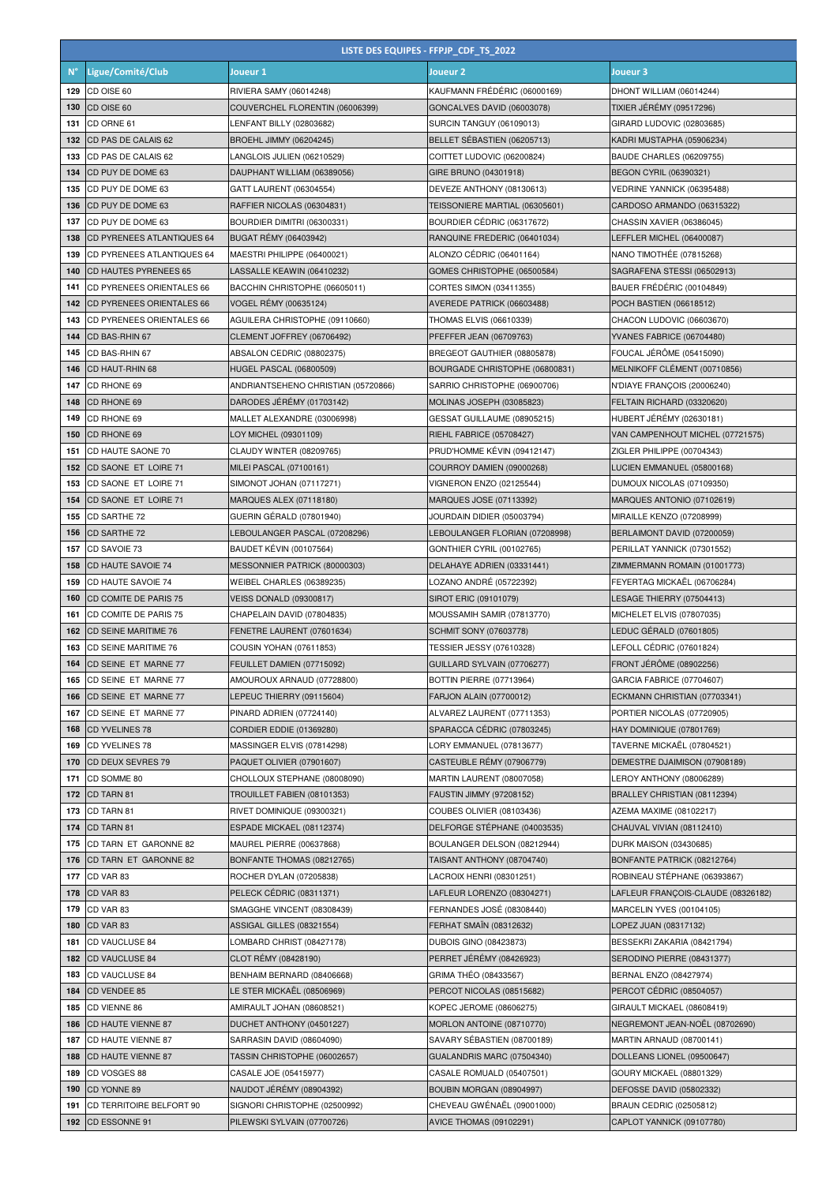| LISTE DES EQUIPES - FFPJP_CDF_TS_2022 | | | | |
|---|---|---|---|---|
| N° | Ligue/Comité/Club | Joueur 1 | Joueur 2 | Joueur 3 |
| 129 | CD OISE 60 | RIVIERA SAMY (06014248) | KAUFMANN FRÉDÉRIC (06000169) | DHONT WILLIAM (06014244) |
| 130 | CD OISE 60 | COUVERCHEL FLORENTIN (06006399) | GONCALVES DAVID (06003078) | TIXIER JÉRÉMY (09517296) |
| 131 | CD ORNE 61 | LENFANT BILLY (02803682) | SURCIN TANGUY (06109013) | GIRARD LUDOVIC (02803685) |
| 132 | CD PAS DE CALAIS 62 | BROEHL JIMMY (06204245) | BELLET SÉBASTIEN (06205713) | KADRI MUSTAPHA (05906234) |
| 133 | CD PAS DE CALAIS 62 | LANGLOIS JULIEN (06210529) | COITTET LUDOVIC (06200824) | BAUDE CHARLES (06209755) |
| 134 | CD PUY DE DOME 63 | DAUPHANT WILLIAM (06389056) | GIRE BRUNO (04301918) | BEGON CYRIL (06390321) |
| 135 | CD PUY DE DOME 63 | GATT LAURENT (06304554) | DEVEZE ANTHONY (08130613) | VEDRINE YANNICK (06395488) |
| 136 | CD PUY DE DOME 63 | RAFFIER NICOLAS (06304831) | TEISSONIERE MARTIAL (06305601) | CARDOSO ARMANDO (06315322) |
| 137 | CD PUY DE DOME 63 | BOURDIER DIMITRI (06300331) | BOURDIER CÉDRIC (06317672) | CHASSIN XAVIER (06386045) |
| 138 | CD PYRENEES ATLANTIQUES 64 | BUGAT RÉMY (06403942) | RANQUINE FREDERIC (06401034) | LEFFLER MICHEL (06400087) |
| 139 | CD PYRENEES ATLANTIQUES 64 | MAESTRI PHILIPPE (06400021) | ALONZO CÉDRIC (06401164) | NANO TIMOTHÉE (07815268) |
| 140 | CD HAUTES PYRENEES 65 | LASSALLE KEAWIN (06410232) | GOMES CHRISTOPHE (06500584) | SAGRAFENA STESSI (06502913) |
| 141 | CD PYRENEES ORIENTALES 66 | BACCHIN CHRISTOPHE (06605011) | CORTES SIMON (03411355) | BAUER FRÉDÉRIC (00104849) |
| 142 | CD PYRENEES ORIENTALES 66 | VOGEL RÉMY (00635124) | AVEREDE PATRICK (06603488) | POCH BASTIEN (06618512) |
| 143 | CD PYRENEES ORIENTALES 66 | AGUILERA CHRISTOPHE (09110660) | THOMAS ELVIS (06610339) | CHACON LUDOVIC (06603670) |
| 144 | CD BAS-RHIN 67 | CLEMENT JOFFREY (06706492) | PFEFFER JEAN (06709763) | YVANES FABRICE (06704480) |
| 145 | CD BAS-RHIN 67 | ABSALON CEDRIC (08802375) | BREGEOT GAUTHIER (08805878) | FOUCAL JÉRÔME (05415090) |
| 146 | CD HAUT-RHIN 68 | HUGEL PASCAL (06800509) | BOURGADE CHRISTOPHE (06800831) | MELNIKOFF CLÉMENT (00710856) |
| 147 | CD RHONE 69 | ANDRIANTSEHENO CHRISTIAN (05720866) | SARRIO CHRISTOPHE (06900706) | N'DIAYE FRANÇOIS (20006240) |
| 148 | CD RHONE 69 | DARODES JÉRÉMY (01703142) | MOLINAS JOSEPH (03085823) | FELTAIN RICHARD (03320620) |
| 149 | CD RHONE 69 | MALLET ALEXANDRE (03006998) | GESSAT GUILLAUME (08905215) | HUBERT JÉRÉMY (02630181) |
| 150 | CD RHONE 69 | LOY MICHEL (09301109) | RIEHL FABRICE (05708427) | VAN CAMPENHOUT MICHEL (07721575) |
| 151 | CD HAUTE SAONE 70 | CLAUDY WINTER (08209765) | PRUD'HOMME KÉVIN (09412147) | ZIGLER PHILIPPE (00704343) |
| 152 | CD SAONE ET LOIRE 71 | MILEI PASCAL (07100161) | COURROY DAMIEN (09000268) | LUCIEN EMMANUEL (05800168) |
| 153 | CD SAONE ET LOIRE 71 | SIMONOT JOHAN (07117271) | VIGNERON ENZO (02125544) | DUMOUX NICOLAS (07109350) |
| 154 | CD SAONE ET LOIRE 71 | MARQUES ALEX (07118180) | MARQUES JOSE (07113392) | MARQUES ANTONIO (07102619) |
| 155 | CD SARTHE 72 | GUERIN GÉRALD (07801940) | JOURDAIN DIDIER (05003794) | MIRAILLE KENZO (07208999) |
| 156 | CD SARTHE 72 | LEBOULANGER PASCAL (07208296) | LEBOULANGER FLORIAN (07208998) | BERLAIMONT DAVID (07200059) |
| 157 | CD SAVOIE 73 | BAUDET KÉVIN (00107564) | GONTHIER CYRIL (00102765) | PERILLAT YANNICK (07301552) |
| 158 | CD HAUTE SAVOIE 74 | MESSONNIER PATRICK (80000303) | DELAHAYE ADRIEN (03331441) | ZIMMERMANN ROMAIN (01001773) |
| 159 | CD HAUTE SAVOIE 74 | WEIBEL CHARLES (06389235) | LOZANO ANDRÉ (05722392) | FEYERTAG MICKAËL (06706284) |
| 160 | CD COMITE DE PARIS 75 | VEISS DONALD (09300817) | SIROT ERIC (09101079) | LESAGE THIERRY (07504413) |
| 161 | CD COMITE DE PARIS 75 | CHAPELAIN DAVID (07804835) | MOUSSAMIH SAMIR (07813770) | MICHELET ELVIS (07807035) |
| 162 | CD SEINE MARITIME 76 | FENETRE LAURENT (07601634) | SCHMIT SONY (07603778) | LEDUC GÉRALD (07601805) |
| 163 | CD SEINE MARITIME 76 | COUSIN YOHAN (07611853) | TESSIER JESSY (07610328) | LEFOLL CÉDRIC (07601824) |
| 164 | CD SEINE ET MARNE 77 | FEUILLET DAMIEN (07715092) | GUILLARD SYLVAIN (07706277) | FRONT JÉRÔME (08902256) |
| 165 | CD SEINE ET MARNE 77 | AMOUROUX ARNAUD (07728800) | BOTTIN PIERRE (07713964) | GARCIA FABRICE (07704607) |
| 166 | CD SEINE ET MARNE 77 | LEPEUC THIERRY (09115604) | FARJON ALAIN (07700012) | ECKMANN CHRISTIAN (07703341) |
| 167 | CD SEINE ET MARNE 77 | PINARD ADRIEN (07724140) | ALVAREZ LAURENT (07711353) | PORTIER NICOLAS (07720905) |
| 168 | CD YVELINES 78 | CORDIER EDDIE (01369280) | SPARACCA CÉDRIC (07803245) | HAY DOMINIQUE (07801769) |
| 169 | CD YVELINES 78 | MASSINGER ELVIS (07814298) | LORY EMMANUEL (07813677) | TAVERNE MICKAËL (07804521) |
| 170 | CD DEUX SEVRES 79 | PAQUET OLIVIER (07901607) | CASTEUBLE RÉMY (07906779) | DEMESTRE DJAIMISON (07908189) |
| 171 | CD SOMME 80 | CHOLLOUX STEPHANE (08008090) | MARTIN LAURENT (08007058) | LEROY ANTHONY (08006289) |
| 172 | CD TARN 81 | TROUILLET FABIEN (08101353) | FAUSTIN JIMMY (97208152) | BRALLEY CHRISTIAN (08112394) |
| 173 | CD TARN 81 | RIVET DOMINIQUE (09300321) | COUBES OLIVIER (08103436) | AZEMA MAXIME (08102217) |
| 174 | CD TARN 81 | ESPADE MICKAEL (08112374) | DELFORGE STÉPHANE (04003535) | CHAUVAL VIVIAN (08112410) |
| 175 | CD TARN ET GARONNE 82 | MAUREL PIERRE (00637868) | BOULANGER DELSON (08212944) | DURK MAISON (03430685) |
| 176 | CD TARN ET GARONNE 82 | BONFANTE THOMAS (08212765) | TAISANT ANTHONY (08704740) | BONFANTE PATRICK (08212764) |
| 177 | CD VAR 83 | ROCHER DYLAN (07205838) | LACROIX HENRI (08301251) | ROBINEAU STÉPHANE (06393867) |
| 178 | CD VAR 83 | PELECK CÉDRIC (08311371) | LAFLEUR LORENZO (08304271) | LAFLEUR FRANÇOIS-CLAUDE (08326182) |
| 179 | CD VAR 83 | SMAGGHE VINCENT (08308439) | FERNANDES JOSÉ (08308440) | MARCELIN YVES (00104105) |
| 180 | CD VAR 83 | ASSIGAL GILLES (08321554) | FERHAT SMAÏN (08312632) | LOPEZ JUAN (08317132) |
| 181 | CD VAUCLUSE 84 | LOMBARD CHRIST (08427178) | DUBOIS GINO (08423873) | BESSEKRI ZAKARIA (08421794) |
| 182 | CD VAUCLUSE 84 | CLOT RÉMY (08428190) | PERRET JÉRÉMY (08426923) | SERODINO PIERRE (08431377) |
| 183 | CD VAUCLUSE 84 | BENHAIM BERNARD (08406668) | GRIMA THÉO (08433567) | BERNAL ENZO (08427974) |
| 184 | CD VENDEE 85 | LE STER MICKAËL (08506969) | PERCOT NICOLAS (08515682) | PERCOT CÉDRIC (08504057) |
| 185 | CD VIENNE 86 | AMIRAULT JOHAN (08608521) | KOPEC JEROME (08606275) | GIRAULT MICKAEL (08608419) |
| 186 | CD HAUTE VIENNE 87 | DUCHET ANTHONY (04501227) | MORLON ANTOINE (08710770) | NEGREMONT JEAN-NOËL (08702690) |
| 187 | CD HAUTE VIENNE 87 | SARRASIN DAVID (08604090) | SAVARY SÉBASTIEN (08700189) | MARTIN ARNAUD (08700141) |
| 188 | CD HAUTE VIENNE 87 | TASSIN CHRISTOPHE (06002657) | GUALANDRIS MARC (07504340) | DOLLEANS LIONEL (09500647) |
| 189 | CD VOSGES 88 | CASALE JOE (05415977) | CASALE ROMUALD (05407501) | GOURY MICKAEL (08801329) |
| 190 | CD YONNE 89 | NAUDOT JÉRÉMY (08904392) | BOUBIN MORGAN (08904997) | DEFOSSE DAVID (05802332) |
| 191 | CD TERRITOIRE BELFORT 90 | SIGNORI CHRISTOPHE (02500992) | CHEVEAU GWÉNAËL (09001000) | BRAUN CEDRIC (02505812) |
| 192 | CD ESSONNE 91 | PILEWSKI SYLVAIN (07700726) | AVICE THOMAS (09102291) | CAPLOT YANNICK (09107780) |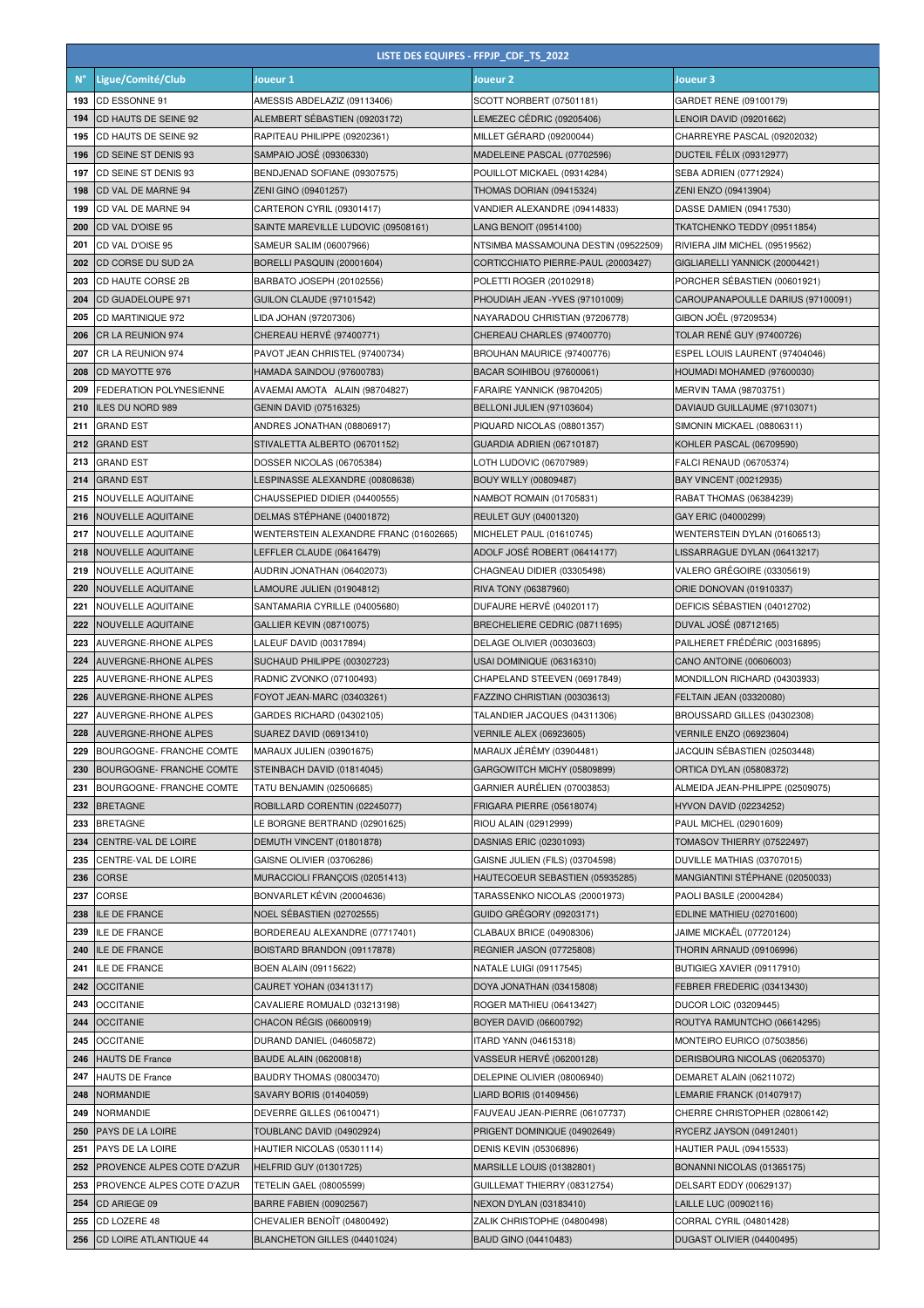| LISTE DES EQUIPES - FFPJP_CDF_TS_2022 | | | | |
|---|---|---|---|---|
| N° | Ligue/Comité/Club | Joueur 1 | Joueur 2 | Joueur 3 |
| 193 | CD ESSONNE 91 | AMESSIS ABDELAZIZ (09113406) | SCOTT NORBERT (07501181) | GARDET RENE (09100179) |
| 194 | CD HAUTS DE SEINE 92 | ALEMBERT SÉBASTIEN (09203172) | LEMEZEC CÉDRIC (09205406) | LENOIR DAVID (09201662) |
| 195 | CD HAUTS DE SEINE 92 | RAPITEAU PHILIPPE (09202361) | MILLET GÉRARD (09200044) | CHARREYRE PASCAL (09202032) |
| 196 | CD SEINE ST DENIS 93 | SAMPAIO JOSÉ (09306330) | MADELEINE PASCAL (07702596) | DUCTEIL FÉLIX (09312977) |
| 197 | CD SEINE ST DENIS 93 | BENDJENAD SOFIANE (09307575) | POUILLOT MICKAEL (09314284) | SEBA ADRIEN (07712924) |
| 198 | CD VAL DE MARNE 94 | ZENI GINO (09401257) | THOMAS DORIAN (09415324) | ZENI ENZO (09413904) |
| 199 | CD VAL DE MARNE 94 | CARTERON CYRIL (09301417) | VANDIER ALEXANDRE (09414833) | DASSE DAMIEN (09417530) |
| 200 | CD VAL D'OISE 95 | SAINTE MAREVILLE LUDOVIC (09508161) | LANG BENOIT (09514100) | TKATCHENKO TEDDY (09511854) |
| 201 | CD VAL D'OISE 95 | SAMEUR SALIM (06007966) | NTSIMBA MASSAMOUNA DESTIN (09522509) | RIVIERA JIM MICHEL (09519562) |
| 202 | CD CORSE DU SUD 2A | BORELLI PASQUIN (20001604) | CORTICCHIATO PIERRE-PAUL (20003427) | GIGLIARELLI YANNICK (20004421) |
| 203 | CD HAUTE CORSE 2B | BARBATO JOSEPH (20102556) | POLETTI ROGER (20102918) | PORCHER SÉBASTIEN (00601921) |
| 204 | CD GUADELOUPE 971 | GUILON CLAUDE (97101542) | PHOUDIAH JEAN -YVES (97101009) | CAROUPANAPOULLE DARIUS (97100091) |
| 205 | CD MARTINIQUE 972 | LIDA JOHAN (97207306) | NAYARADOU CHRISTIAN (97206778) | GIBON JOËL (97209534) |
| 206 | CR LA REUNION 974 | CHEREAU HERVÉ (97400771) | CHEREAU CHARLES (97400770) | TOLAR RENÉ GUY (97400726) |
| 207 | CR LA REUNION 974 | PAVOT JEAN CHRISTEL (97400734) | BROUHAN MAURICE (97400776) | ESPEL LOUIS LAURENT (97404046) |
| 208 | CD MAYOTTE 976 | HAMADA SAINDOU (97600783) | BACAR SOIHIBOU (97600061) | HOUMADI MOHAMED (97600030) |
| 209 | FEDERATION POLYNESIENNE | AVAEMAI AMOTA ALAIN (98704827) | FARAIRE YANNICK (98704205) | MERVIN TAMA (98703751) |
| 210 | ILES DU NORD 989 | GENIN DAVID (07516325) | BELLONI JULIEN (97103604) | DAVIAUD GUILLAUME (97103071) |
| 211 | GRAND EST | ANDRES JONATHAN (08806917) | PIQUARD NICOLAS (08801357) | SIMONIN MICKAEL (08806311) |
| 212 | GRAND EST | STIVALETTA ALBERTO (06701152) | GUARDIA ADRIEN (06710187) | KOHLER PASCAL (06709590) |
| 213 | GRAND EST | DOSSER NICOLAS (06705384) | LOTH LUDOVIC (06707989) | FALCI RENAUD (06705374) |
| 214 | GRAND EST | LESPINASSE ALEXANDRE (00808638) | BOUY WILLY (00809487) | BAY VINCENT (00212935) |
| 215 | NOUVELLE AQUITAINE | CHAUSSEPIED DIDIER (04400555) | NAMBOT ROMAIN (01705831) | RABAT THOMAS (06384239) |
| 216 | NOUVELLE AQUITAINE | DELMAS STÉPHANE (04001872) | REULET GUY (04001320) | GAY ERIC (04000299) |
| 217 | NOUVELLE AQUITAINE | WENTERSTEIN ALEXANDRE FRANC (01602665) | MICHELET PAUL (01610745) | WENTERSTEIN DYLAN (01606513) |
| 218 | NOUVELLE AQUITAINE | LEFFLER CLAUDE (06416479) | ADOLF JOSÉ ROBERT (06414177) | LISSARRAGUE DYLAN (06413217) |
| 219 | NOUVELLE AQUITAINE | AUDRIN JONATHAN (06402073) | CHAGNEAU DIDIER (03305498) | VALERO GRÉGOIRE (03305619) |
| 220 | NOUVELLE AQUITAINE | LAMOURE JULIEN (01904812) | RIVA TONY (06387960) | ORIE DONOVAN (01910337) |
| 221 | NOUVELLE AQUITAINE | SANTAMARIA CYRILLE (04005680) | DUFAURE HERVÉ (04020117) | DEFICIS SÉBASTIEN (04012702) |
| 222 | NOUVELLE AQUITAINE | GALLIER KEVIN (08710075) | BRECHELIERE CEDRIC (08711695) | DUVAL JOSÉ (08712165) |
| 223 | AUVERGNE-RHONE ALPES | LALEUF DAVID (00317894) | DELAGE OLIVIER (00303603) | PAILHERET FRÉDÉRIC (00316895) |
| 224 | AUVERGNE-RHONE ALPES | SUCHAUD PHILIPPE (00302723) | USAI DOMINIQUE (06316310) | CANO ANTOINE (00606003) |
| 225 | AUVERGNE-RHONE ALPES | RADNIC ZVONKO (07100493) | CHAPELAND STEEVEN (06917849) | MONDILLON RICHARD (04303933) |
| 226 | AUVERGNE-RHONE ALPES | FOYOT JEAN-MARC (03403261) | FAZZINO CHRISTIAN (00303613) | FELTAIN JEAN (03320080) |
| 227 | AUVERGNE-RHONE ALPES | GARDES RICHARD (04302105) | TALANDIER JACQUES (04311306) | BROUSSARD GILLES (04302308) |
| 228 | AUVERGNE-RHONE ALPES | SUAREZ DAVID (06913410) | VERNILE ALEX (06923605) | VERNILE ENZO (06923604) |
| 229 | BOURGOGNE- FRANCHE COMTE | MARAUX JULIEN (03901675) | MARAUX JÉRÉMY (03904481) | JACQUIN SÉBASTIEN (02503448) |
| 230 | BOURGOGNE- FRANCHE COMTE | STEINBACH DAVID (01814045) | GARGOWITCH MICHY (05809899) | ORTICA DYLAN (05808372) |
| 231 | BOURGOGNE- FRANCHE COMTE | TATU BENJAMIN (02506685) | GARNIER AURÉLIEN (07003853) | ALMEIDA JEAN-PHILIPPE (02509075) |
| 232 | BRETAGNE | ROBILLARD CORENTIN (02245077) | FRIGARA PIERRE (05618074) | HYVON DAVID (02234252) |
| 233 | BRETAGNE | LE BORGNE BERTRAND (02901625) | RIOU ALAIN (02912999) | PAUL MICHEL (02901609) |
| 234 | CENTRE-VAL DE LOIRE | DEMUTH VINCENT (01801878) | DASNIAS ERIC (02301093) | TOMASOV THIERRY (07522497) |
| 235 | CENTRE-VAL DE LOIRE | GAISNE OLIVIER (03706286) | GAISNE JULIEN (FILS) (03704598) | DUVILLE MATHIAS (03707015) |
| 236 | CORSE | MURACCIOLI FRANÇOIS (02051413) | HAUTECOEUR SEBASTIEN (05935285) | MANGIANTINI STÉPHANE (02050033) |
| 237 | CORSE | BONVARLET KÉVIN (20004636) | TARASSENKO NICOLAS (20001973) | PAOLI BASILE (20004284) |
| 238 | ILE DE FRANCE | NOEL SÉBASTIEN (02702555) | GUIDO GRÉGORY (09203171) | EDLINE MATHIEU (02701600) |
| 239 | ILE DE FRANCE | BORDEREAU ALEXANDRE (07717401) | CLABAUX BRICE (04908306) | JAIME MICKAËL (07720124) |
| 240 | ILE DE FRANCE | BOISTARD BRANDON (09117878) | REGNIER JASON (07725808) | THORIN ARNAUD (09106996) |
| 241 | ILE DE FRANCE | BOEN ALAIN (09115622) | NATALE LUIGI (09117545) | BUTIGIEG XAVIER (09117910) |
| 242 | OCCITANIE | CAURET YOHAN (03413117) | DOYA JONATHAN (03415808) | FEBRER FREDERIC (03413430) |
| 243 | OCCITANIE | CAVALIERE ROMUALD (03213198) | ROGER MATHIEU (06413427) | DUCOR LOIC (03209445) |
| 244 | OCCITANIE | CHACON RÉGIS (06600919) | BOYER DAVID (06600792) | ROUTYA RAMUNTCHO (06614295) |
| 245 | OCCITANIE | DURAND DANIEL (04605872) | ITARD YANN (04615318) | MONTEIRO EURICO (07503856) |
| 246 | HAUTS DE France | BAUDE ALAIN (06200818) | VASSEUR HERVÉ (06200128) | DERISBOURG NICOLAS (06205370) |
| 247 | HAUTS DE France | BAUDRY THOMAS (08003470) | DELEPINE OLIVIER (08006940) | DEMARET ALAIN (06211072) |
| 248 | NORMANDIE | SAVARY BORIS (01404059) | LIARD BORIS (01409456) | LEMARIE FRANCK (01407917) |
| 249 | NORMANDIE | DEVERRE GILLES (06100471) | FAUVEAU JEAN-PIERRE (06107737) | CHERRE CHRISTOPHER (02806142) |
| 250 | PAYS DE LA LOIRE | TOUBLANC DAVID (04902924) | PRIGENT DOMINIQUE (04902649) | RYCERZ JAYSON (04912401) |
| 251 | PAYS DE LA LOIRE | HAUTIER NICOLAS (05301114) | DENIS KEVIN (05306896) | HAUTIER PAUL (09415533) |
| 252 | PROVENCE ALPES COTE D'AZUR | HELFRID GUY (01301725) | MARSILLE LOUIS (01382801) | BONANNI NICOLAS (01365175) |
| 253 | PROVENCE ALPES COTE D'AZUR | TETELIN GAEL (08005599) | GUILLEMAT THIERRY (08312754) | DELSART EDDY (00629137) |
| 254 | CD ARIEGE 09 | BARRE FABIEN (00902567) | NEXON DYLAN (03183410) | LAILLE LUC (00902116) |
| 255 | CD LOZERE 48 | CHEVALIER BENOÎT (04800492) | ZALIK CHRISTOPHE (04800498) | CORRAL CYRIL (04801428) |
| 256 | CD LOIRE ATLANTIQUE 44 | BLANCHETON GILLES (04401024) | BAUD GINO (04410483) | DUGAST OLIVIER (04400495) |